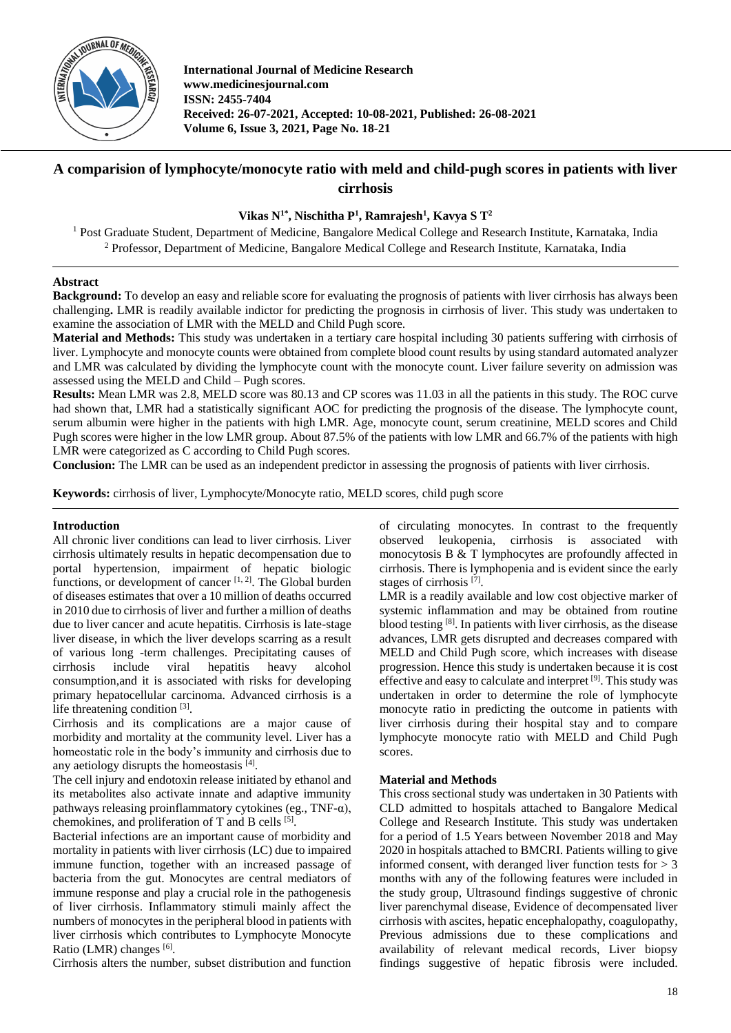# A comparision of lymphocyte/monocyte ratio with meld and child-pugh scores in patients with liver cirrhosis

**Vikas N[1*], Nischitha P[1], Ramrajesh[1], Kavya S T[2]**

[1] Post Graduate Student, Department of Medicine, Bangalore Medical College and Research Institute, Karnataka, India

[2] Professor, Department of Medicine, Bangalore Medical College and Research Institute, Karnataka, India

## Abstract

**Background:** To develop an easy and reliable score for evaluating the prognosis of patients with liver cirrhosis has always been challenging**.** LMR is readily available indictor for predicting the prognosis in cirrhosis of liver. This study was undertaken to examine the association of LMR with the MELD and Child Pugh score.

**Material and Methods:** This study was undertaken in a tertiary care hospital including 30 patients suffering with cirrhosis of liver. Lymphocyte and monocyte counts were obtained from complete blood count results by using standard automated analyzer and LMR was calculated by dividing the lymphocyte count with the monocyte count. Liver failure severity on admission was assessed using the MELD and Child – Pugh scores.

**Results:** Mean LMR was 2.8, MELD score was 80.13 and CP scores was 11.03 in all the patients in this study. The ROC curve had shown that, LMR had a statistically significant AOC for predicting the prognosis of the disease. The lymphocyte count, serum albumin were higher in the patients with high LMR. Age, monocyte count, serum creatinine, MELD scores and Child Pugh scores were higher in the low LMR group. About 87.5% of the patients with low LMR and 66.7% of the patients with high LMR were categorized as C according to Child Pugh scores.

**Conclusion:** The LMR can be used as an independent predictor in assessing the prognosis of patients with liver cirrhosis.

**Keywords:** cirrhosis of liver, Lymphocyte/Monocyte ratio, MELD scores, child pugh score

## Introduction

All chronic liver conditions can lead to liver cirrhosis. Liver cirrhosis ultimately results in hepatic decompensation due to portal hypertension, impairment of hepatic biologic functions, or development of cancer [1, 2]. The Global burden of diseases estimates that over a 10 million of deaths occurred in 2010 due to cirrhosis of liver and further a million of deaths due to liver cancer and acute hepatitis. Cirrhosis is late-stage liver disease, in which the liver develops scarring as a result of various long -term challenges. Precipitating causes of cirrhosis include viral hepatitis heavy alcohol consumption,and it is associated with risks for developing primary hepatocellular carcinoma. Advanced cirrhosis is a life threatening condition [3].

Cirrhosis and its complications are a major cause of morbidity and mortality at the community level. Liver has a homeostatic role in the body's immunity and cirrhosis due to any aetiology disrupts the homeostasis [4].

The cell injury and endotoxin release initiated by ethanol and its metabolites also activate innate and adaptive immunity pathways releasing proinflammatory cytokines (eg., TNF-α), chemokines, and proliferation of T and B cells [5].

Bacterial infections are an important cause of morbidity and mortality in patients with liver cirrhosis (LC) due to impaired immune function, together with an increased passage of bacteria from the gut. Monocytes are central mediators of immune response and play a crucial role in the pathogenesis of liver cirrhosis. Inflammatory stimuli mainly affect the numbers of monocytes in the peripheral blood in patients with liver cirrhosis which contributes to Lymphocyte Monocyte Ratio (LMR) changes [6].

Cirrhosis alters the number, subset distribution and function of circulating monocytes. In contrast to the frequently observed leukopenia, cirrhosis is associated with monocytosis B & T lymphocytes are profoundly affected in cirrhosis. There is lymphopenia and is evident since the early stages of cirrhosis [7].

LMR is a readily available and low cost objective marker of systemic inflammation and may be obtained from routine blood testing [8]. In patients with liver cirrhosis, as the disease advances, LMR gets disrupted and decreases compared with MELD and Child Pugh score, which increases with disease progression. Hence this study is undertaken because it is cost effective and easy to calculate and interpret [9]. This study was undertaken in order to determine the role of lymphocyte monocyte ratio in predicting the outcome in patients with liver cirrhosis during their hospital stay and to compare lymphocyte monocyte ratio with MELD and Child Pugh scores.

## Material and Methods

This cross sectional study was undertaken in 30 Patients with CLD admitted to hospitals attached to Bangalore Medical College and Research Institute. This study was undertaken for a period of 1.5 Years between November 2018 and May 2020 in hospitals attached to BMCRI. Patients willing to give informed consent, with deranged liver function tests for > 3 months with any of the following features were included in the study group, Ultrasound findings suggestive of chronic liver parenchymal disease, Evidence of decompensated liver cirrhosis with ascites, hepatic encephalopathy, coagulopathy, Previous admissions due to these complications and availability of relevant medical records, Liver biopsy findings suggestive of hepatic fibrosis were included.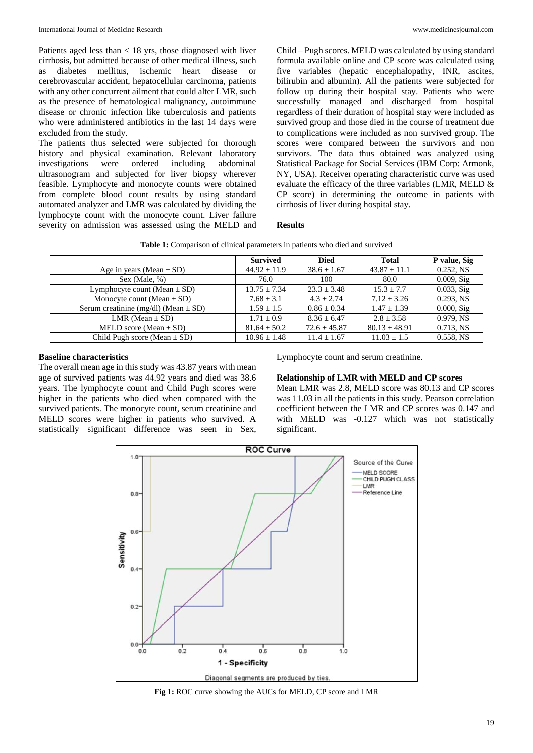Patients aged less than < 18 yrs, those diagnosed with liver cirrhosis, but admitted because of other medical illness, such as diabetes mellitus, ischemic heart disease or cerebrovascular accident, hepatocellular carcinoma, patients with any other concurrent ailment that could alter LMR, such as the presence of hematological malignancy, autoimmune disease or chronic infection like tuberculosis and patients who were administered antibiotics in the last 14 days were excluded from the study.

The patients thus selected were subjected for thorough history and physical examination. Relevant laboratory investigations were ordered including abdominal ultrasonogram and subjected for liver biopsy wherever feasible. Lymphocyte and monocyte counts were obtained from complete blood count results by using standard automated analyzer and LMR was calculated by dividing the lymphocyte count with the monocyte count. Liver failure severity on admission was assessed using the MELD and Child – Pugh scores. MELD was calculated by using standard formula available online and CP score was calculated using five variables (hepatic encephalopathy, INR, ascites, bilirubin and albumin). All the patients were subjected for follow up during their hospital stay. Patients who were successfully managed and discharged from hospital regardless of their duration of hospital stay were included as survived group and those died in the course of treatment due to complications were included as non survived group. The scores were compared between the survivors and non survivors. The data thus obtained was analyzed using Statistical Package for Social Services (IBM Corp: Armonk, NY, USA). Receiver operating characteristic curve was used evaluate the efficacy of the three variables (LMR, MELD & CP score) in determining the outcome in patients with cirrhosis of liver during hospital stay.

## Results

**Table 1:** Comparison of clinical parameters in patients who died and survived

| | Survived | Died | Total | P value, Sig |
|---|---|---|---|---|
| Age in years (Mean ± SD) | 44.92 ± 11.9 | 38.6 ± 1.67 | 43.87 ± 11.1 | 0.252, NS |
| Sex (Male, %) | 76.0 | 100 | 80.0 | 0.009, Sig |
| Lymphocyte count (Mean ± SD) | 13.75 ± 7.34 | 23.3 ± 3.48 | 15.3 ± 7.7 | 0.033, Sig |
| Monocyte count (Mean ± SD) | 7.68 ± 3.1 | 4.3 ± 2.74 | 7.12 ± 3.26 | 0.293, NS |
| Serum creatinine (mg/dl) (Mean ± SD) | 1.59 ± 1.5 | 0.86 ± 0.34 | 1.47 ± 1.39 | 0.000, Sig |
| LMR (Mean ± SD) | 1.71 ± 0.9 | 8.36 ± 6.47 | 2.8 ± 3.58 | 0.979, NS |
| MELD score (Mean ± SD) | 81.64 ± 50.2 | 72.6 ± 45.87 | 80.13 ± 48.91 | 0.713, NS |
| Child Pugh score (Mean ± SD) | 10.96 ± 1.48 | 11.4 ± 1.67 | 11.03 ± 1.5 | 0.558, NS |

### Baseline characteristics

The overall mean age in this study was 43.87 years with mean age of survived patients was 44.92 years and died was 38.6 years. The lymphocyte count and Child Pugh scores were higher in the patients who died when compared with the survived patients. The monocyte count, serum creatinine and MELD scores were higher in patients who survived. A statistically significant difference was seen in Sex, Lymphocyte count and serum creatinine.

### Relationship of LMR with MELD and CP scores

Mean LMR was 2.8, MELD score was 80.13 and CP scores was 11.03 in all the patients in this study. Pearson correlation coefficient between the LMR and CP scores was 0.147 and with MELD was -0.127 which was not statistically significant.

ROC Curve

Source of the Curve
MELD SCORE
CHILD PUGH CLASS
LMR
Reference Line

Sensitivity

1 - Specificity

0.0
0.2
0.4
0.6
0.8
1.0

Diagonal segments are produced by ties.

**Fig 1:** ROC curve showing the AUCs for MELD, CP score and LMR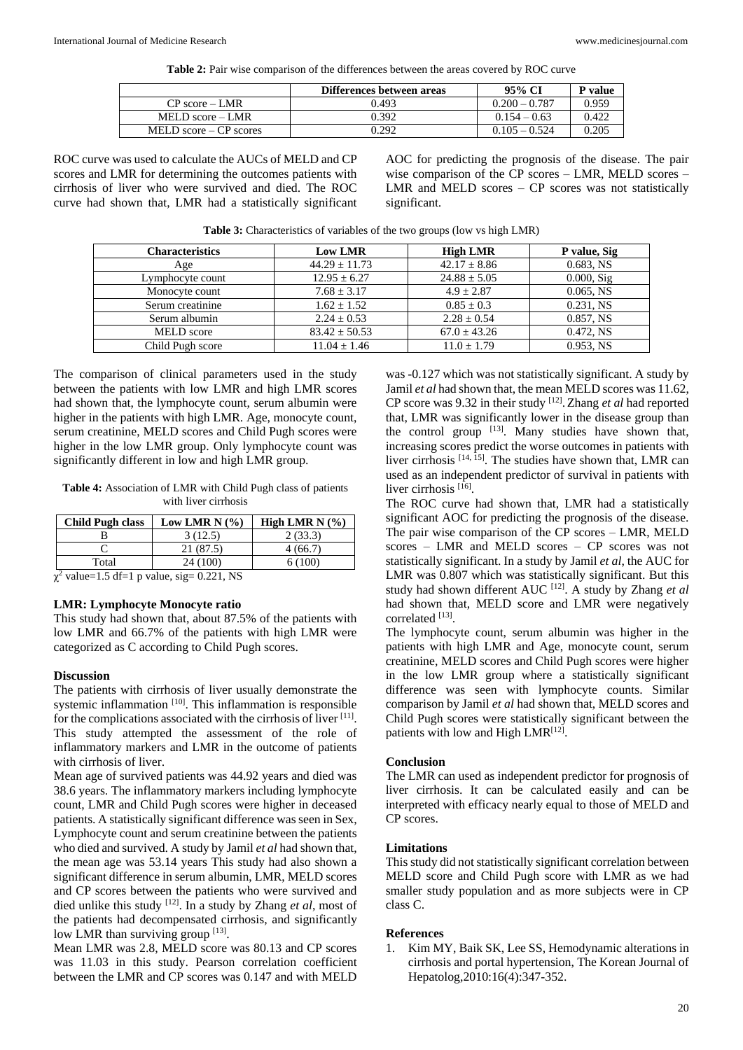**Table 2:** Pair wise comparison of the differences between the areas covered by ROC curve

| | Differences between areas | 95% CI | P value |
|---|---|---|---|
| CP score – LMR | 0.493 | 0.200 – 0.787 | 0.959 |
| MELD score – LMR | 0.392 | 0.154 – 0.63 | 0.422 |
| MELD score – CP scores | 0.292 | 0.105 – 0.524 | 0.205 |

ROC curve was used to calculate the AUCs of MELD and CP scores and LMR for determining the outcomes patients with cirrhosis of liver who were survived and died. The ROC curve had shown that, LMR had a statistically significant AOC for predicting the prognosis of the disease. The pair wise comparison of the CP scores – LMR, MELD scores – LMR and MELD scores – CP scores was not statistically significant.

**Table 3:** Characteristics of variables of the two groups (low vs high LMR)

| Characteristics | Low LMR | High LMR | P value, Sig |
|---|---|---|---|
| Age | 44.29 ± 11.73 | 42.17 ± 8.86 | 0.683, NS |
| Lymphocyte count | 12.95 ± 6.27 | 24.88 ± 5.05 | 0.000, Sig |
| Monocyte count | 7.68 ± 3.17 | 4.9 ± 2.87 | 0.065, NS |
| Serum creatinine | 1.62 ± 1.52 | 0.85 ± 0.3 | 0.231, NS |
| Serum albumin | 2.24 ± 0.53 | 2.28 ± 0.54 | 0.857, NS |
| MELD score | 83.42 ± 50.53 | 67.0 ± 43.26 | 0.472, NS |
| Child Pugh score | 11.04 ± 1.46 | 11.0 ± 1.79 | 0.953, NS |

The comparison of clinical parameters used in the study between the patients with low LMR and high LMR scores had shown that, the lymphocyte count, serum albumin were higher in the patients with high LMR. Age, monocyte count, serum creatinine, MELD scores and Child Pugh scores were higher in the low LMR group. Only lymphocyte count was significantly different in low and high LMR group.

**Table 4:** Association of LMR with Child Pugh class of patients with liver cirrhosis

| Child Pugh class | Low LMR N (%) | High LMR N (%) |
|---|---|---|
| B | 3 (12.5) | 2 (33.3) |
| C | 21 (87.5) | 4 (66.7) |
| Total | 24 (100) | 6 (100) |

$\chi^2$ value=1.5 df=1 p value, sig= 0.221, NS

**LMR: Lymphocyte Monocyte ratio**

This study had shown that, about 87.5% of the patients with low LMR and 66.7% of the patients with high LMR were categorized as C according to Child Pugh scores.

## Discussion

The patients with cirrhosis of liver usually demonstrate the systemic inflammation [10]. This inflammation is responsible for the complications associated with the cirrhosis of liver [11]. This study attempted the assessment of the role of inflammatory markers and LMR in the outcome of patients with cirrhosis of liver.

Mean age of survived patients was 44.92 years and died was 38.6 years. The inflammatory markers including lymphocyte count, LMR and Child Pugh scores were higher in deceased patients. A statistically significant difference was seen in Sex, Lymphocyte count and serum creatinine between the patients who died and survived. A study by Jamil *et al* had shown that, the mean age was 53.14 years This study had also shown a significant difference in serum albumin, LMR, MELD scores and CP scores between the patients who were survived and died unlike this study [12]. In a study by Zhang *et al*, most of the patients had decompensated cirrhosis, and significantly low LMR than surviving group [13].

Mean LMR was 2.8, MELD score was 80.13 and CP scores was 11.03 in this study. Pearson correlation coefficient between the LMR and CP scores was 0.147 and with MELD was -0.127 which was not statistically significant. A study by Jamil *et al* had shown that, the mean MELD scores was 11.62, CP score was 9.32 in their study [12]. Zhang *et al* had reported that, LMR was significantly lower in the disease group than the control group [13]. Many studies have shown that, increasing scores predict the worse outcomes in patients with liver cirrhosis [14, 15]. The studies have shown that, LMR can used as an independent predictor of survival in patients with liver cirrhosis [16].

The ROC curve had shown that, LMR had a statistically significant AOC for predicting the prognosis of the disease. The pair wise comparison of the CP scores – LMR, MELD scores – LMR and MELD scores – CP scores was not statistically significant. In a study by Jamil *et al*, the AUC for LMR was 0.807 which was statistically significant. But this study had shown different AUC [12]. A study by Zhang *et al* had shown that, MELD score and LMR were negatively correlated [13].

The lymphocyte count, serum albumin was higher in the patients with high LMR and Age, monocyte count, serum creatinine, MELD scores and Child Pugh scores were higher in the low LMR group where a statistically significant difference was seen with lymphocyte counts. Similar comparison by Jamil *et al* had shown that, MELD scores and Child Pugh scores were statistically significant between the patients with low and High LMR[12].

## Conclusion

The LMR can used as independent predictor for prognosis of liver cirrhosis. It can be calculated easily and can be interpreted with efficacy nearly equal to those of MELD and CP scores.

## Limitations

This study did not statistically significant correlation between MELD score and Child Pugh score with LMR as we had smaller study population and as more subjects were in CP class C.

## References

1. Kim MY, Baik SK, Lee SS, Hemodynamic alterations in cirrhosis and portal hypertension, The Korean Journal of Hepatolog,2010:16(4):347-352.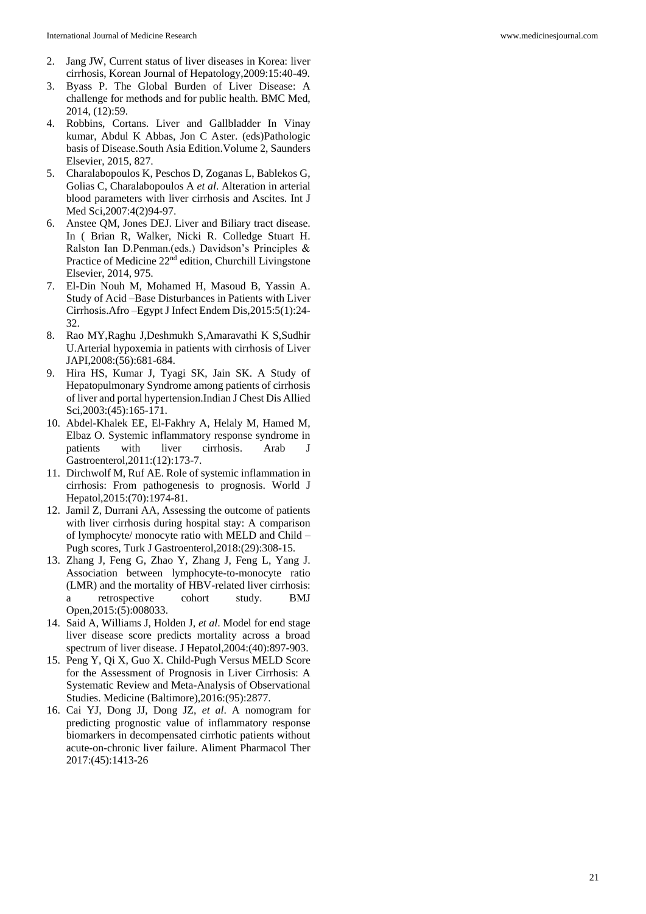2. Jang JW, Current status of liver diseases in Korea: liver cirrhosis, Korean Journal of Hepatology,2009:15:40-49.
3. Byass P. The Global Burden of Liver Disease: A challenge for methods and for public health. BMC Med, 2014, (12):59.
4. Robbins, Cortans. Liver and Gallbladder In Vinay kumar, Abdul K Abbas, Jon C Aster. (eds)Pathologic basis of Disease.South Asia Edition.Volume 2, Saunders Elsevier, 2015, 827.
5. Charalabopoulos K, Peschos D, Zoganas L, Bablekos G, Golias C, Charalabopoulos A *et al*. Alteration in arterial blood parameters with liver cirrhosis and Ascites. Int J Med Sci,2007:4(2)94-97.
6. Anstee QM, Jones DEJ. Liver and Biliary tract disease. In ( Brian R, Walker, Nicki R. Colledge Stuart H. Ralston Ian D.Penman.(eds.) Davidson's Principles & Practice of Medicine 22nd edition, Churchill Livingstone Elsevier, 2014, 975.
7. El-Din Nouh M, Mohamed H, Masoud B, Yassin A. Study of Acid –Base Disturbances in Patients with Liver Cirrhosis.Afro –Egypt J Infect Endem Dis,2015:5(1):24-32.
8. Rao MY,Raghu J,Deshmukh S,Amaravathi K S,Sudhir U.Arterial hypoxemia in patients with cirrhosis of Liver JAPI,2008:(56):681-684.
9. Hira HS, Kumar J, Tyagi SK, Jain SK. A Study of Hepatopulmonary Syndrome among patients of cirrhosis of liver and portal hypertension.Indian J Chest Dis Allied Sci,2003:(45):165-171.
10. Abdel-Khalek EE, El-Fakhry A, Helaly M, Hamed M, Elbaz O. Systemic inflammatory response syndrome in patients with liver cirrhosis. Arab J Gastroenterol,2011:(12):173-7.
11. Dirchwolf M, Ruf AE. Role of systemic inflammation in cirrhosis: From pathogenesis to prognosis. World J Hepatol,2015:(70):1974-81.
12. Jamil Z, Durrani AA, Assessing the outcome of patients with liver cirrhosis during hospital stay: A comparison of lymphocyte/ monocyte ratio with MELD and Child – Pugh scores, Turk J Gastroenterol,2018:(29):308-15.
13. Zhang J, Feng G, Zhao Y, Zhang J, Feng L, Yang J. Association between lymphocyte-to-monocyte ratio (LMR) and the mortality of HBV-related liver cirrhosis: a retrospective cohort study. BMJ Open,2015:(5):008033.
14. Said A, Williams J, Holden J, *et al*. Model for end stage liver disease score predicts mortality across a broad spectrum of liver disease. J Hepatol,2004:(40):897-903.
15. Peng Y, Qi X, Guo X. Child-Pugh Versus MELD Score for the Assessment of Prognosis in Liver Cirrhosis: A Systematic Review and Meta-Analysis of Observational Studies. Medicine (Baltimore),2016:(95):2877.
16. Cai YJ, Dong JJ, Dong JZ, *et al*. A nomogram for predicting prognostic value of inflammatory response biomarkers in decompensated cirrhotic patients without acute-on-chronic liver failure. Aliment Pharmacol Ther 2017:(45):1413-26